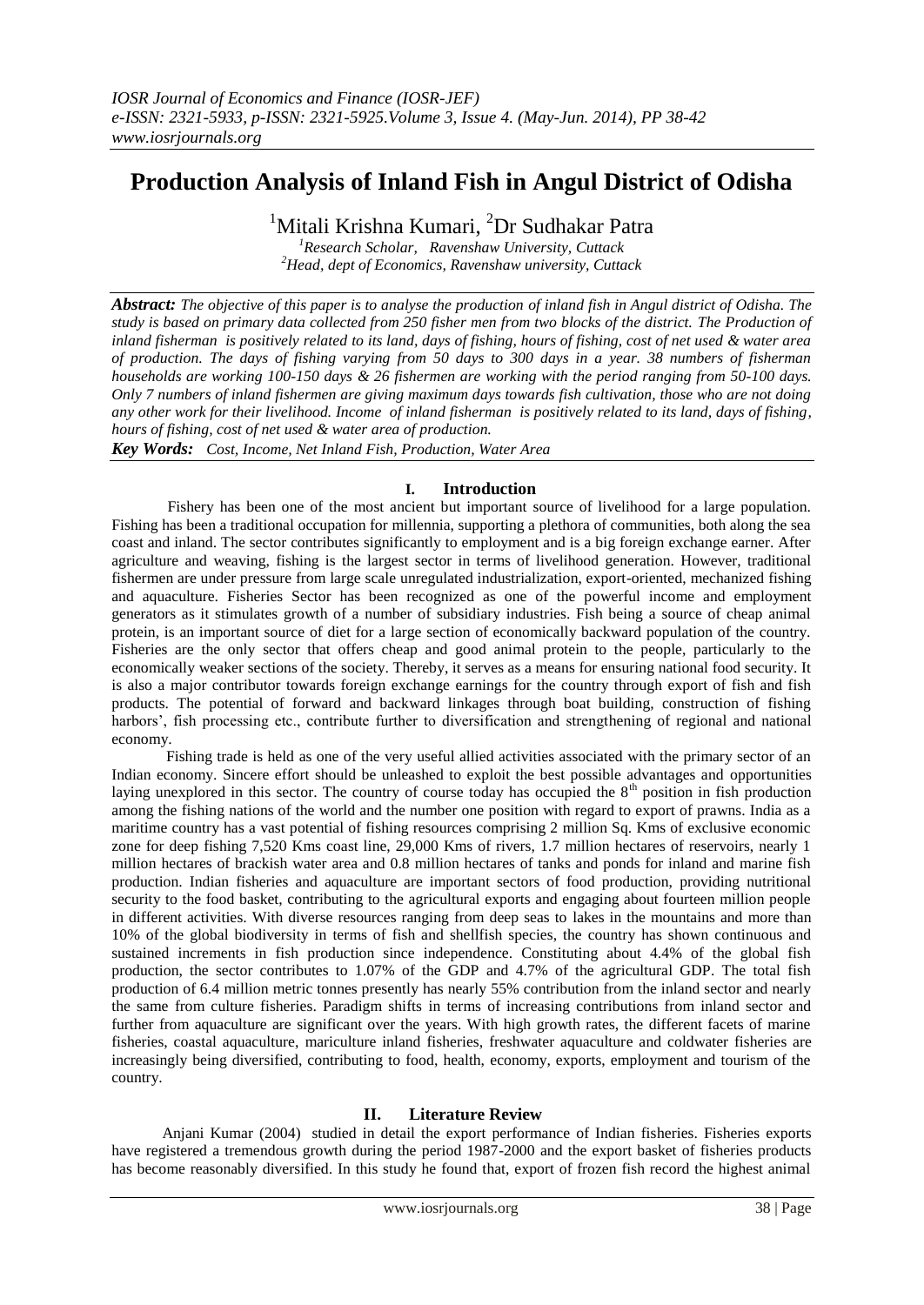# Production Analysis of Inland Fish in Angul District of Odisha

[1]Mitali Krishna Kumari, [2]Dr Sudhakar Patra

[1]*Research Scholar, Ravenshaw University, Cuttack*
[2]*Head, dept of Economics, Ravenshaw university, Cuttack*

***Abstract:*** *The objective of this paper is to analyse the production of inland fish in Angul district of Odisha. The study is based on primary data collected from 250 fisher men from two blocks of the district. The Production of inland fisherman is positively related to its land, days of fishing, hours of fishing, cost of net used & water area of production. The days of fishing varying from 50 days to 300 days in a year. 38 numbers of fisherman households are working 100-150 days & 26 fishermen are working with the period ranging from 50-100 days. Only 7 numbers of inland fishermen are giving maximum days towards fish cultivation, those who are not doing any other work for their livelihood. Income of inland fisherman is positively related to its land, days of fishing, hours of fishing, cost of net used & water area of production.*

***Key Words:*** *Cost, Income, Net Inland Fish, Production, Water Area*

## I. Introduction

Fishery has been one of the most ancient but important source of livelihood for a large population. Fishing has been a traditional occupation for millennia, supporting a plethora of communities, both along the sea coast and inland. The sector contributes significantly to employment and is a big foreign exchange earner. After agriculture and weaving, fishing is the largest sector in terms of livelihood generation. However, traditional fishermen are under pressure from large scale unregulated industrialization, export-oriented, mechanized fishing and aquaculture. Fisheries Sector has been recognized as one of the powerful income and employment generators as it stimulates growth of a number of subsidiary industries. Fish being a source of cheap animal protein, is an important source of diet for a large section of economically backward population of the country. Fisheries are the only sector that offers cheap and good animal protein to the people, particularly to the economically weaker sections of the society. Thereby, it serves as a means for ensuring national food security. It is also a major contributor towards foreign exchange earnings for the country through export of fish and fish products. The potential of forward and backward linkages through boat building, construction of fishing harbors', fish processing etc., contribute further to diversification and strengthening of regional and national economy.

Fishing trade is held as one of the very useful allied activities associated with the primary sector of an Indian economy. Sincere effort should be unleashed to exploit the best possible advantages and opportunities laying unexplored in this sector. The country of course today has occupied the 8$^{th}$ position in fish production among the fishing nations of the world and the number one position with regard to export of prawns. India as a maritime country has a vast potential of fishing resources comprising 2 million Sq. Kms of exclusive economic zone for deep fishing 7,520 Kms coast line, 29,000 Kms of rivers, 1.7 million hectares of reservoirs, nearly 1 million hectares of brackish water area and 0.8 million hectares of tanks and ponds for inland and marine fish production. Indian fisheries and aquaculture are important sectors of food production, providing nutritional security to the food basket, contributing to the agricultural exports and engaging about fourteen million people in different activities. With diverse resources ranging from deep seas to lakes in the mountains and more than 10% of the global biodiversity in terms of fish and shellfish species, the country has shown continuous and sustained increments in fish production since independence. Constituting about 4.4% of the global fish production, the sector contributes to 1.07% of the GDP and 4.7% of the agricultural GDP. The total fish production of 6.4 million metric tonnes presently has nearly 55% contribution from the inland sector and nearly the same from culture fisheries. Paradigm shifts in terms of increasing contributions from inland sector and further from aquaculture are significant over the years. With high growth rates, the different facets of marine fisheries, coastal aquaculture, mariculture inland fisheries, freshwater aquaculture and coldwater fisheries are increasingly being diversified, contributing to food, health, economy, exports, employment and tourism of the country.

## II. Literature Review

Anjani Kumar (2004) studied in detail the export performance of Indian fisheries. Fisheries exports have registered a tremendous growth during the period 1987-2000 and the export basket of fisheries products has become reasonably diversified. In this study he found that, export of frozen fish record the highest animal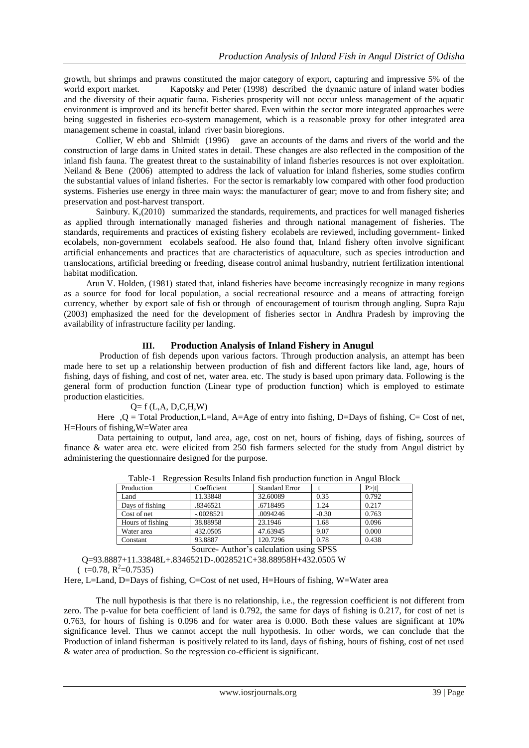growth, but shrimps and prawns constituted the major category of export, capturing and impressive 5% of the world export market. Kapotsky and Peter (1998) described the dynamic nature of inland water bodies and the diversity of their aquatic fauna. Fisheries prosperity will not occur unless management of the aquatic environment is improved and its benefit better shared. Even within the sector more integrated approaches were being suggested in fisheries eco-system management, which is a reasonable proxy for other integrated area management scheme in coastal, inland river basin bioregions.

Collier, W ebb and Shlmidt (1996) gave an accounts of the dams and rivers of the world and the construction of large dams in United states in detail. These changes are also reflected in the composition of the inland fish fauna. The greatest threat to the sustainability of inland fisheries resources is not over exploitation. Neiland & Bene (2006) attempted to address the lack of valuation for inland fisheries, some studies confirm the substantial values of inland fisheries. For the sector is remarkably low compared with other food production systems. Fisheries use energy in three main ways: the manufacturer of gear; move to and from fishery site; and preservation and post-harvest transport.

Sainbury. K,(2010) summarized the standards, requirements, and practices for well managed fisheries as applied through internationally managed fisheries and through national management of fisheries. The standards, requirements and practices of existing fishery ecolabels are reviewed, including government- linked ecolabels, non-government ecolabels seafood. He also found that, Inland fishery often involve significant artificial enhancements and practices that are characteristics of aquaculture, such as species introduction and translocations, artificial breeding or freeding, disease control animal husbandry, nutrient fertilization intentional habitat modification.

Arun V. Holden, (1981) stated that, inland fisheries have become increasingly recognize in many regions as a source for food for local population, a social recreational resource and a means of attracting foreign currency, whether by export sale of fish or through of encouragement of tourism through angling. Supra Raju (2003) emphasized the need for the development of fisheries sector in Andhra Pradesh by improving the availability of infrastructure facility per landing.

## III. Production Analysis of Inland Fishery in Anugul

Production of fish depends upon various factors. Through production analysis, an attempt has been made here to set up a relationship between production of fish and different factors like land, age, hours of fishing, days of fishing, and cost of net, water area. etc. The study is based upon primary data. Following is the general form of production function (Linear type of production function) which is employed to estimate production elasticities.

$$Q = f(L, A, D, C, H, W)$$

Here, Q = Total Production, L=land, A=Age of entry into fishing, D=Days of fishing, C= Cost of net, H=Hours of fishing, W=Water area

Data pertaining to output, land area, age, cost on net, hours of fishing, days of fishing, sources of finance & water area etc. were elicited from 250 fish farmers selected for the study from Angul district by administering the questionnaire designed for the purpose.

Table-1 Regression Results Inland fish production function in Angul Block

| Production | Coefficient | Standard Error | t | P>\|t\| |
|---|---|---|---|---|
| Land | 11.33848 | 32.60089 | 0.35 | 0.792 |
| Days of fishing | .8346521 | .6718495 | 1.24 | 0.217 |
| Cost of net | -.0028521 | .0094246 | -0.30 | 0.763 |
| Hours of fishing | 38.88958 | 23.1946 | 1.68 | 0.096 |
| Water area | 432.0505 | 47.63945 | 9.07 | 0.000 |
| Constant | 93.8887 | 120.7296 | 0.78 | 0.438 |

Source- Author's calculation using SPSS

$$Q=93.8887+11.33848L+.8346521D-.0028521C+38.88958H+432.0505\,W$$

$(t=0.78,\ R^2=0.7535)$

Here, L=Land, D=Days of fishing, C=Cost of net used, H=Hours of fishing, W=Water area

The null hypothesis is that there is no relationship, i.e., the regression coefficient is not different from zero. The p-value for beta coefficient of land is 0.792, the same for days of fishing is 0.217, for cost of net is 0.763, for hours of fishing is 0.096 and for water area is 0.000. Both these values are significant at 10% significance level. Thus we cannot accept the null hypothesis. In other words, we can conclude that the Production of inland fisherman is positively related to its land, days of fishing, hours of fishing, cost of net used & water area of production. So the regression co-efficient is significant.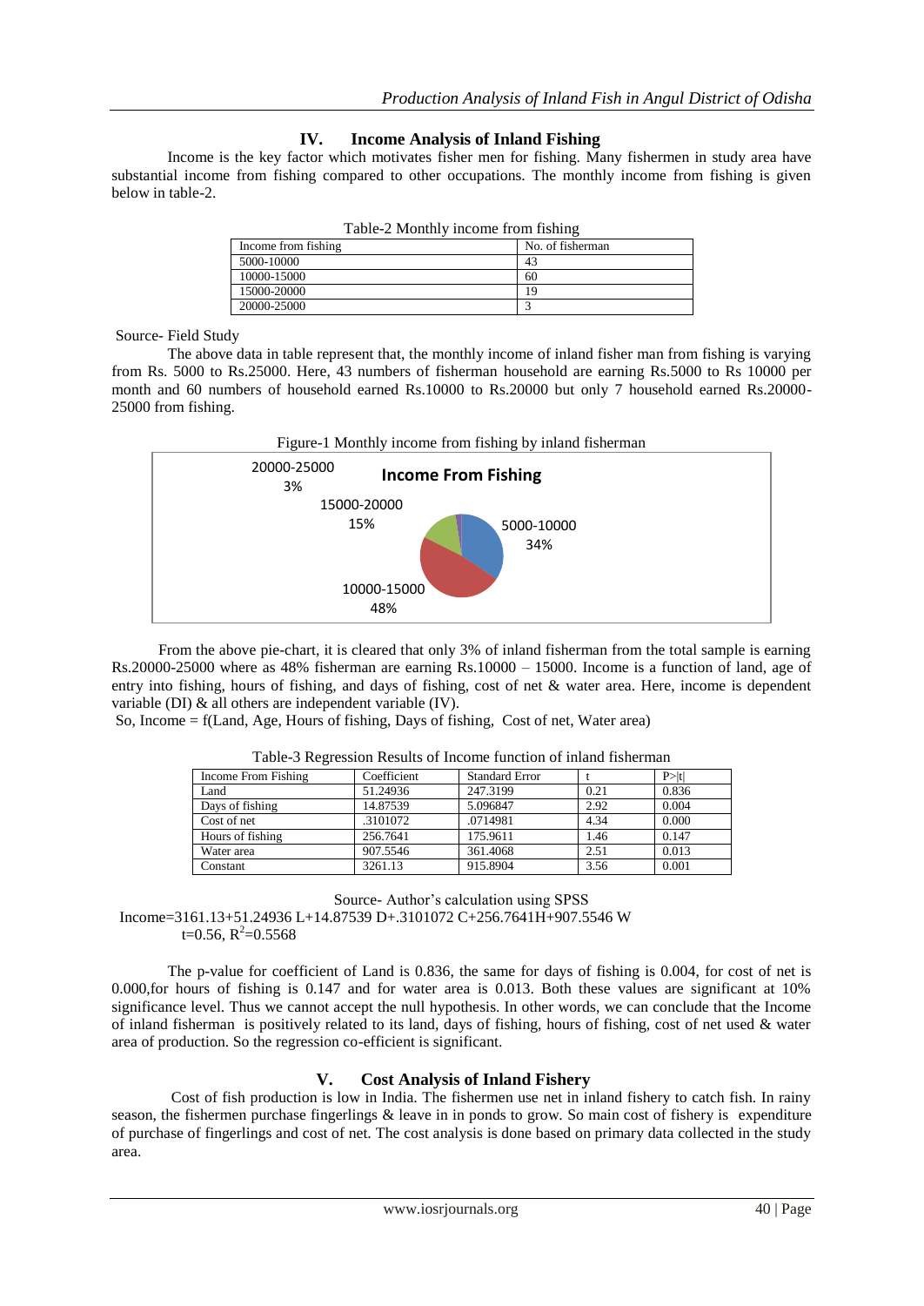## IV. Income Analysis of Inland Fishing

Income is the key factor which motivates fisher men for fishing. Many fishermen in study area have substantial income from fishing compared to other occupations. The monthly income from fishing is given below in table-2.

Table-2 Monthly income from fishing

| Income from fishing | No. of fisherman |
|---|---|
| 5000-10000 | 43 |
| 10000-15000 | 60 |
| 15000-20000 | 19 |
| 20000-25000 | 3 |

Source- Field Study

The above data in table represent that, the monthly income of inland fisher man from fishing is varying from Rs. 5000 to Rs.25000. Here, 43 numbers of fisherman household are earning Rs.5000 to Rs 10000 per month and 60 numbers of household earned Rs.10000 to Rs.20000 but only 7 household earned Rs.20000-25000 from fishing.

Figure-1 Monthly income from fishing by inland fisherman

Income From Fishing

20000-25000 3%; 15000-20000 15%; 5000-10000 34%; 10000-15000 48%

From the above pie-chart, it is cleared that only 3% of inland fisherman from the total sample is earning Rs.20000-25000 where as 48% fisherman are earning Rs.10000 – 15000. Income is a function of land, age of entry into fishing, hours of fishing, and days of fishing, cost of net & water area. Here, income is dependent variable (DI) & all others are independent variable (IV).

So, Income = f(Land, Age, Hours of fishing, Days of fishing, Cost of net, Water area)

Table-3 Regression Results of Income function of inland fisherman

| Income From Fishing | Coefficient | Standard Error | t | P>\|t\| |
|---|---|---|---|---|
| Land | 51.24936 | 247.3199 | 0.21 | 0.836 |
| Days of fishing | 14.87539 | 5.096847 | 2.92 | 0.004 |
| Cost of net | .3101072 | .0714981 | 4.34 | 0.000 |
| Hours of fishing | 256.7641 | 175.9611 | 1.46 | 0.147 |
| Water area | 907.5546 | 361.4068 | 2.51 | 0.013 |
| Constant | 3261.13 | 915.8904 | 3.56 | 0.001 |

Source- Author's calculation using SPSS

Income=3161.13+51.24936 L+14.87539 D+.3101072 C+256.7641H+907.5546 W

t=0.56, $R^2$=0.5568

The p-value for coefficient of Land is 0.836, the same for days of fishing is 0.004, for cost of net is 0.000,for hours of fishing is 0.147 and for water area is 0.013. Both these values are significant at 10% significance level. Thus we cannot accept the null hypothesis. In other words, we can conclude that the Income of inland fisherman is positively related to its land, days of fishing, hours of fishing, cost of net used & water area of production. So the regression co-efficient is significant.

## V. Cost Analysis of Inland Fishery

Cost of fish production is low in India. The fishermen use net in inland fishery to catch fish. In rainy season, the fishermen purchase fingerlings & leave in in ponds to grow. So main cost of fishery is expenditure of purchase of fingerlings and cost of net. The cost analysis is done based on primary data collected in the study area.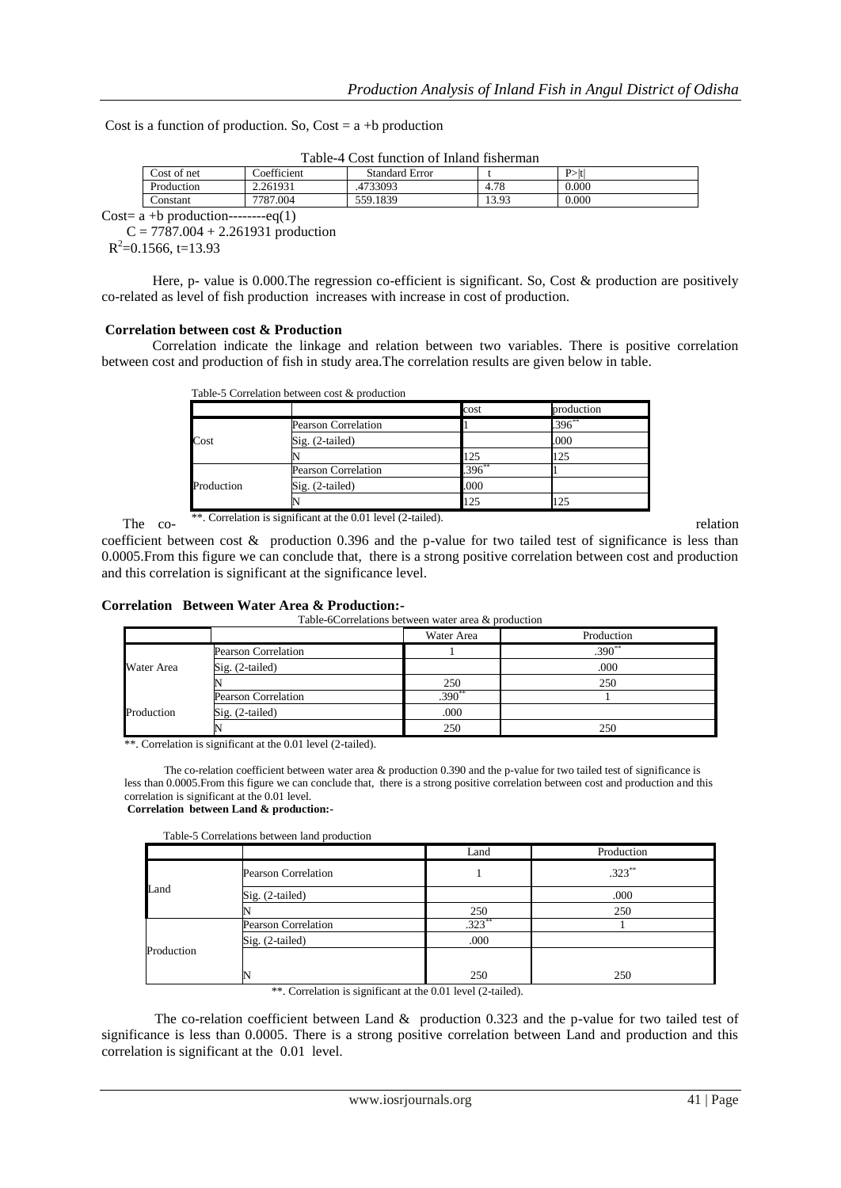Cost is a function of production. So, Cost = a +b production

Table-4 Cost function of Inland fisherman

| Cost of net | Coefficient | Standard Error | t | P>\|t\| |
|---|---|---|---|---|
| Production | 2.261931 | .4733093 | 4.78 | 0.000 |
| Constant | 7787.004 | 559.1839 | 13.93 | 0.000 |

Cost= a +b production--------eq(1)

$C = 7787.004 + 2.261931$ production

$R^2=0.1566$, t=13.93

Here, p- value is 0.000.The regression co-efficient is significant. So, Cost & production are positively co-related as level of fish production increases with increase in cost of production.

**Correlation between cost & Production**

Correlation indicate the linkage and relation between two variables. There is positive correlation between cost and production of fish in study area.The correlation results are given below in table.

Table-5 Correlation between cost & production

| | | cost | production |
|---|---|---|---|
| Cost | Pearson Correlation | 1 | .396** |
| | Sig. (2-tailed) | | .000 |
| | N | 125 | 125 |
| Production | Pearson Correlation | .396** | 1 |
| | Sig. (2-tailed) | .000 | |
| | N | 125 | 125 |

**. Correlation is significant at the 0.01 level (2-tailed).

The co-relation coefficient between cost & production 0.396 and the p-value for two tailed test of significance is less than 0.0005.From this figure we can conclude that, there is a strong positive correlation between cost and production and this correlation is significant at the significance level.

**Correlation Between Water Area & Production:-**

Table-6Correlations between water area & production

| | | Water Area | Production |
|---|---|---|---|
| Water Area | Pearson Correlation | 1 | .390** |
| | Sig. (2-tailed) | | .000 |
| | N | 250 | 250 |
| Production | Pearson Correlation | .390** | 1 |
| | Sig. (2-tailed) | .000 | |
| | N | 250 | 250 |

**. Correlation is significant at the 0.01 level (2-tailed).

The co-relation coefficient between water area & production 0.390 and the p-value for two tailed test of significance is less than 0.0005.From this figure we can conclude that, there is a strong positive correlation between cost and production and this correlation is significant at the 0.01 level.

**Correlation between Land & production:-**

Table-5 Correlations between land production

| | | Land | Production |
|---|---|---|---|
| Land | Pearson Correlation | 1 | .323** |
| | Sig. (2-tailed) | | .000 |
| | N | 250 | 250 |
| Production | Pearson Correlation | .323** | 1 |
| | Sig. (2-tailed) | .000 | |
| | N | 250 | 250 |

**. Correlation is significant at the 0.01 level (2-tailed).

The co-relation coefficient between Land & production 0.323 and the p-value for two tailed test of significance is less than 0.0005. There is a strong positive correlation between Land and production and this correlation is significant at the 0.01 level.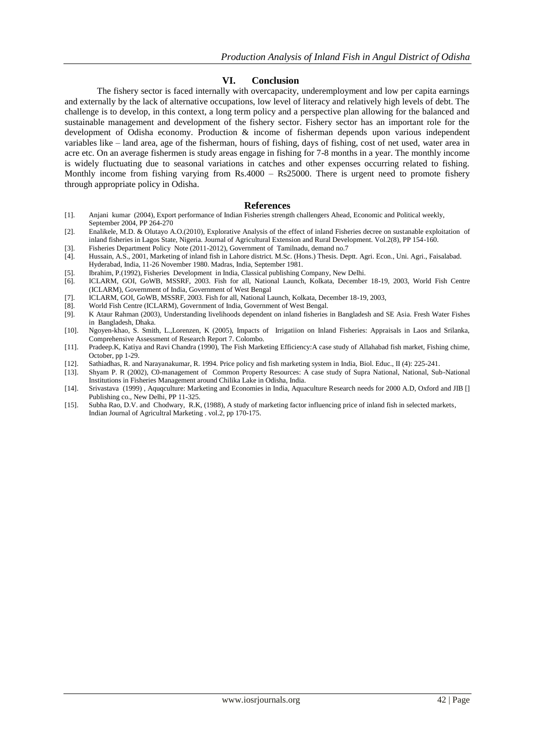## VI. Conclusion

The fishery sector is faced internally with overcapacity, underemployment and low per capita earnings and externally by the lack of alternative occupations, low level of literacy and relatively high levels of debt. The challenge is to develop, in this context, a long term policy and a perspective plan allowing for the balanced and sustainable management and development of the fishery sector. Fishery sector has an important role for the development of Odisha economy. Production & income of fisherman depends upon various independent variables like – land area, age of the fisherman, hours of fishing, days of fishing, cost of net used, water area in acre etc. On an average fishermen is study areas engage in fishing for 7-8 months in a year. The monthly income is widely fluctuating due to seasonal variations in catches and other expenses occurring related to fishing. Monthly income from fishing varying from Rs.4000 – Rs25000. There is urgent need to promote fishery through appropriate policy in Odisha.

## References

[1]. Anjani kumar (2004), Export performance of Indian Fisheries strength challengers Ahead, Economic and Political weekly, September 2004, PP 264-270

[2]. Enalikele, M.D. & Olutayo A.O.(2010), Explorative Analysis of the effect of inland Fisheries decree on sustanable exploitation of inland fisheries in Lagos State, Nigeria. Journal of Agricultural Extension and Rural Development. Vol.2(8), PP 154-160.

[3]. Fisheries Department Policy Note (2011-2012), Government of Tamilnadu, demand no.7

[4]. Hussain, A.S., 2001, Marketing of inland fish in Lahore district. M.Sc. (Hons.) Thesis. Deptt. Agri. Econ., Uni. Agri., Faisalabad. Hyderabad, India, 11-26 November 1980. Madras, India, September 1981.

[5]. Ibrahim, P.(1992), Fisheries Development in India, Classical publishing Company, New Delhi.

[6]. ICLARM, GOI, GoWB, MSSRF, 2003. Fish for all, National Launch, Kolkata, December 18-19, 2003, World Fish Centre (ICLARM), Government of India, Government of West Bengal

[7]. ICLARM, GOI, GoWB, MSSRF, 2003. Fish for all, National Launch, Kolkata, December 18-19, 2003,

[8]. World Fish Centre (ICLARM), Government of India, Government of West Bengal.

[9]. K Ataur Rahman (2003), Understanding livelihoods dependent on inland fisheries in Bangladesh and SE Asia. Fresh Water Fishes in Bangladesh, Dhaka.

[10]. Ngoyen-khao, S. Smith, L.,Lorenzen, K (2005), Impacts of Irrigatiion on Inland Fisheries: Appraisals in Laos and Srilanka, Comprehensive Assessment of Research Report 7. Colombo.

[11]. Pradeep.K, Katiya and Ravi Chandra (1990), The Fish Marketing Efficiency:A case study of Allahabad fish market, Fishing chime, October, pp 1-29.

[12]. Sathiadhas, R. and Narayanakumar, R. 1994. Price policy and fish marketing system in India, Biol. Educ., II (4): 225-241.

[13]. Shyam P. R (2002), C0-management of Common Property Resources: A case study of Supra National, National, Sub-National Institutions in Fisheries Management around Chilika Lake in Odisha, India.

[14]. Srivastava (1999) , Aquqculture: Marketing and Economies in India, Aquaculture Research needs for 2000 A.D, Oxford and JIB [] Publishing co., New Delhi, PP 11-325.

[15]. Subha Rao, D.V. and Chodwary, R.K, (1988), A study of marketing factor influencing price of inland fish in selected markets, Indian Journal of Agricultral Marketing . vol.2, pp 170-175.